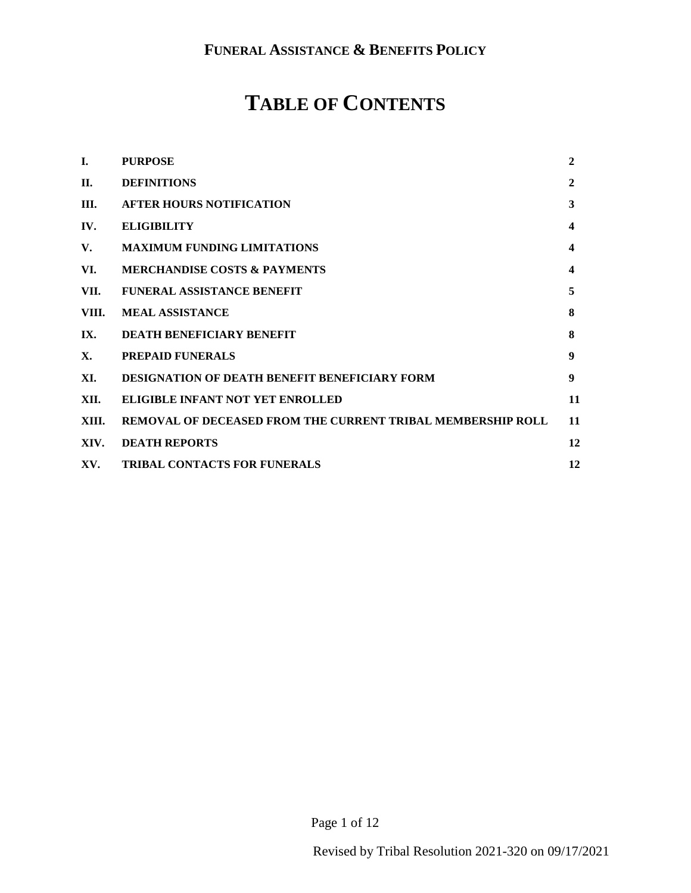# FUNERAL ASSISTANCE & BENEFITS POLICY

# TABLE OF CONTENTS

| | | |
|---|---|---|
| **I.** | **PURPOSE** | **2** |
| **II.** | **DEFINITIONS** | **2** |
| **III.** | **AFTER HOURS NOTIFICATION** | **3** |
| **IV.** | **ELIGIBILITY** | **4** |
| **V.** | **MAXIMUM FUNDING LIMITATIONS** | **4** |
| **VI.** | **MERCHANDISE COSTS & PAYMENTS** | **4** |
| **VII.** | **FUNERAL ASSISTANCE BENEFIT** | **5** |
| **VIII.** | **MEAL ASSISTANCE** | **8** |
| **IX.** | **DEATH BENEFICIARY BENEFIT** | **8** |
| **X.** | **PREPAID FUNERALS** | **9** |
| **XI.** | **DESIGNATION OF DEATH BENEFIT BENEFICIARY FORM** | **9** |
| **XII.** | **ELIGIBLE INFANT NOT YET ENROLLED** | **11** |
| **XIII.** | **REMOVAL OF DECEASED FROM THE CURRENT TRIBAL MEMBERSHIP ROLL** | **11** |
| **XIV.** | **DEATH REPORTS** | **12** |
| **XV.** | **TRIBAL CONTACTS FOR FUNERALS** | **12** |

Revised by Tribal Resolution 2021-320 on 09/17/2021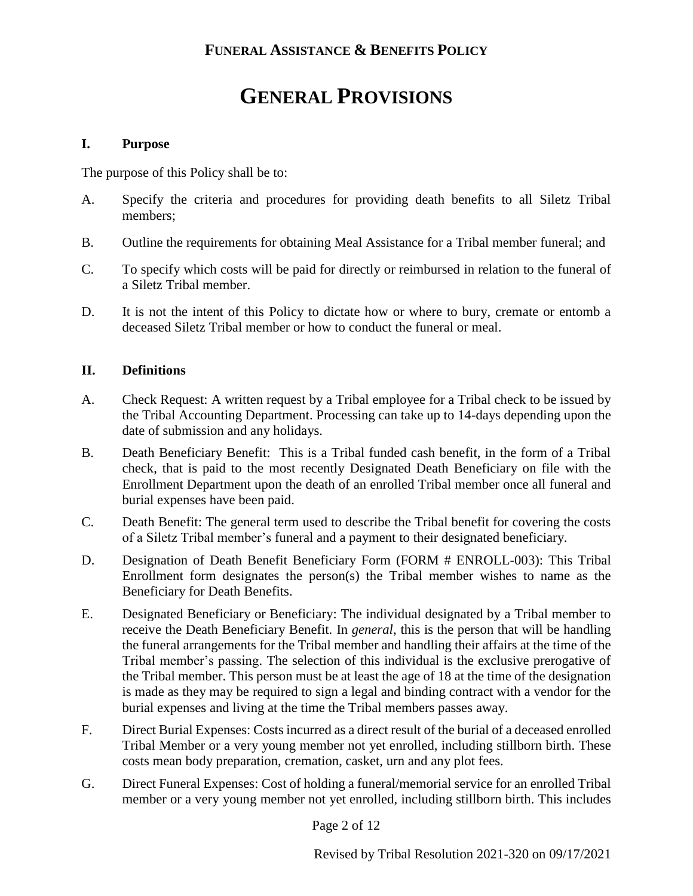# GENERAL PROVISIONS

## I. Purpose

The purpose of this Policy shall be to:

A. Specify the criteria and procedures for providing death benefits to all Siletz Tribal members;

B. Outline the requirements for obtaining Meal Assistance for a Tribal member funeral; and

C. To specify which costs will be paid for directly or reimbursed in relation to the funeral of a Siletz Tribal member.

D. It is not the intent of this Policy to dictate how or where to bury, cremate or entomb a deceased Siletz Tribal member or how to conduct the funeral or meal.

## II. Definitions

A. Check Request: A written request by a Tribal employee for a Tribal check to be issued by the Tribal Accounting Department. Processing can take up to 14-days depending upon the date of submission and any holidays.

B. Death Beneficiary Benefit: This is a Tribal funded cash benefit, in the form of a Tribal check, that is paid to the most recently Designated Death Beneficiary on file with the Enrollment Department upon the death of an enrolled Tribal member once all funeral and burial expenses have been paid.

C. Death Benefit: The general term used to describe the Tribal benefit for covering the costs of a Siletz Tribal member's funeral and a payment to their designated beneficiary.

D. Designation of Death Benefit Beneficiary Form (FORM # ENROLL-003): This Tribal Enrollment form designates the person(s) the Tribal member wishes to name as the Beneficiary for Death Benefits.

E. Designated Beneficiary or Beneficiary: The individual designated by a Tribal member to receive the Death Beneficiary Benefit. In *general*, this is the person that will be handling the funeral arrangements for the Tribal member and handling their affairs at the time of the Tribal member's passing. The selection of this individual is the exclusive prerogative of the Tribal member. This person must be at least the age of 18 at the time of the designation is made as they may be required to sign a legal and binding contract with a vendor for the burial expenses and living at the time the Tribal members passes away.

F. Direct Burial Expenses: Costs incurred as a direct result of the burial of a deceased enrolled Tribal Member or a very young member not yet enrolled, including stillborn birth. These costs mean body preparation, cremation, casket, urn and any plot fees.

G. Direct Funeral Expenses: Cost of holding a funeral/memorial service for an enrolled Tribal member or a very young member not yet enrolled, including stillborn birth. This includes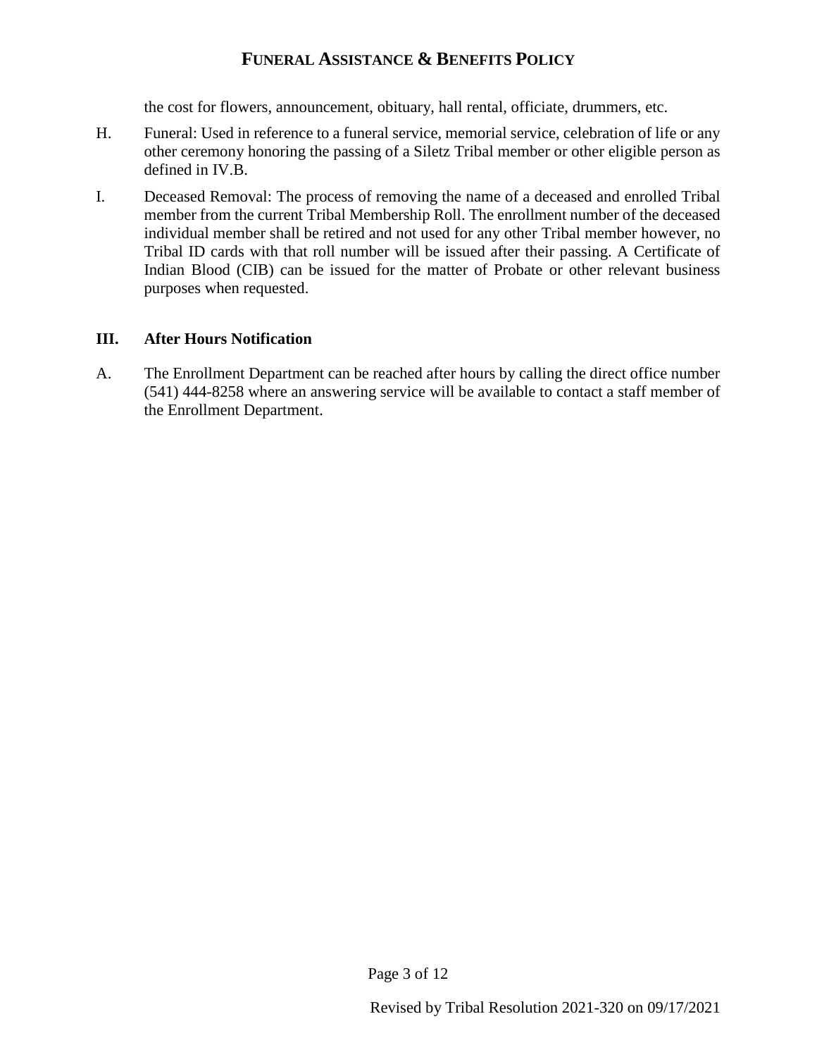the cost for flowers, announcement, obituary, hall rental, officiate, drummers, etc.

H. Funeral: Used in reference to a funeral service, memorial service, celebration of life or any other ceremony honoring the passing of a Siletz Tribal member or other eligible person as defined in IV.B.

I. Deceased Removal: The process of removing the name of a deceased and enrolled Tribal member from the current Tribal Membership Roll. The enrollment number of the deceased individual member shall be retired and not used for any other Tribal member however, no Tribal ID cards with that roll number will be issued after their passing. A Certificate of Indian Blood (CIB) can be issued for the matter of Probate or other relevant business purposes when requested.

## III. After Hours Notification

A. The Enrollment Department can be reached after hours by calling the direct office number (541) 444-8258 where an answering service will be available to contact a staff member of the Enrollment Department.

Revised by Tribal Resolution 2021-320 on 09/17/2021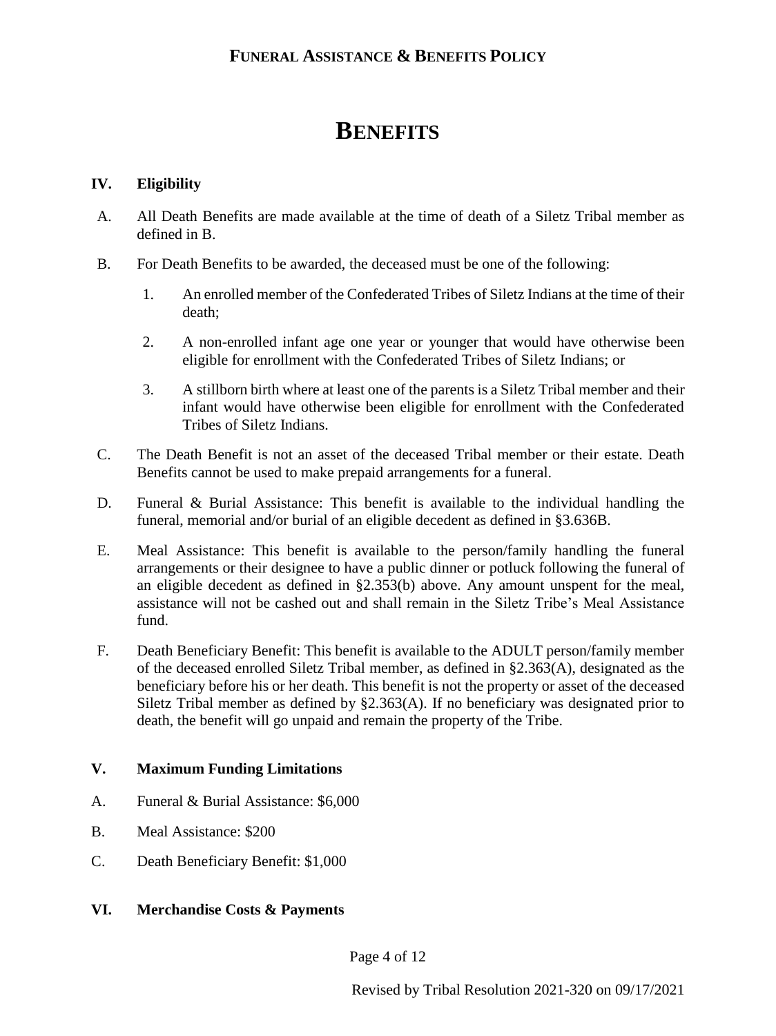# BENEFITS

## IV. Eligibility

A. All Death Benefits are made available at the time of death of a Siletz Tribal member as defined in B.

B. For Death Benefits to be awarded, the deceased must be one of the following:

1. An enrolled member of the Confederated Tribes of Siletz Indians at the time of their death;
2. A non-enrolled infant age one year or younger that would have otherwise been eligible for enrollment with the Confederated Tribes of Siletz Indians; or
3. A stillborn birth where at least one of the parents is a Siletz Tribal member and their infant would have otherwise been eligible for enrollment with the Confederated Tribes of Siletz Indians.

C. The Death Benefit is not an asset of the deceased Tribal member or their estate. Death Benefits cannot be used to make prepaid arrangements for a funeral.

D. Funeral & Burial Assistance: This benefit is available to the individual handling the funeral, memorial and/or burial of an eligible decedent as defined in §3.636B.

E. Meal Assistance: This benefit is available to the person/family handling the funeral arrangements or their designee to have a public dinner or potluck following the funeral of an eligible decedent as defined in §2.353(b) above. Any amount unspent for the meal, assistance will not be cashed out and shall remain in the Siletz Tribe's Meal Assistance fund.

F. Death Beneficiary Benefit: This benefit is available to the ADULT person/family member of the deceased enrolled Siletz Tribal member, as defined in §2.363(A), designated as the beneficiary before his or her death. This benefit is not the property or asset of the deceased Siletz Tribal member as defined by §2.363(A). If no beneficiary was designated prior to death, the benefit will go unpaid and remain the property of the Tribe.

## V. Maximum Funding Limitations

A. Funeral & Burial Assistance: $6,000

B. Meal Assistance: $200

C. Death Beneficiary Benefit: $1,000

## VI. Merchandise Costs & Payments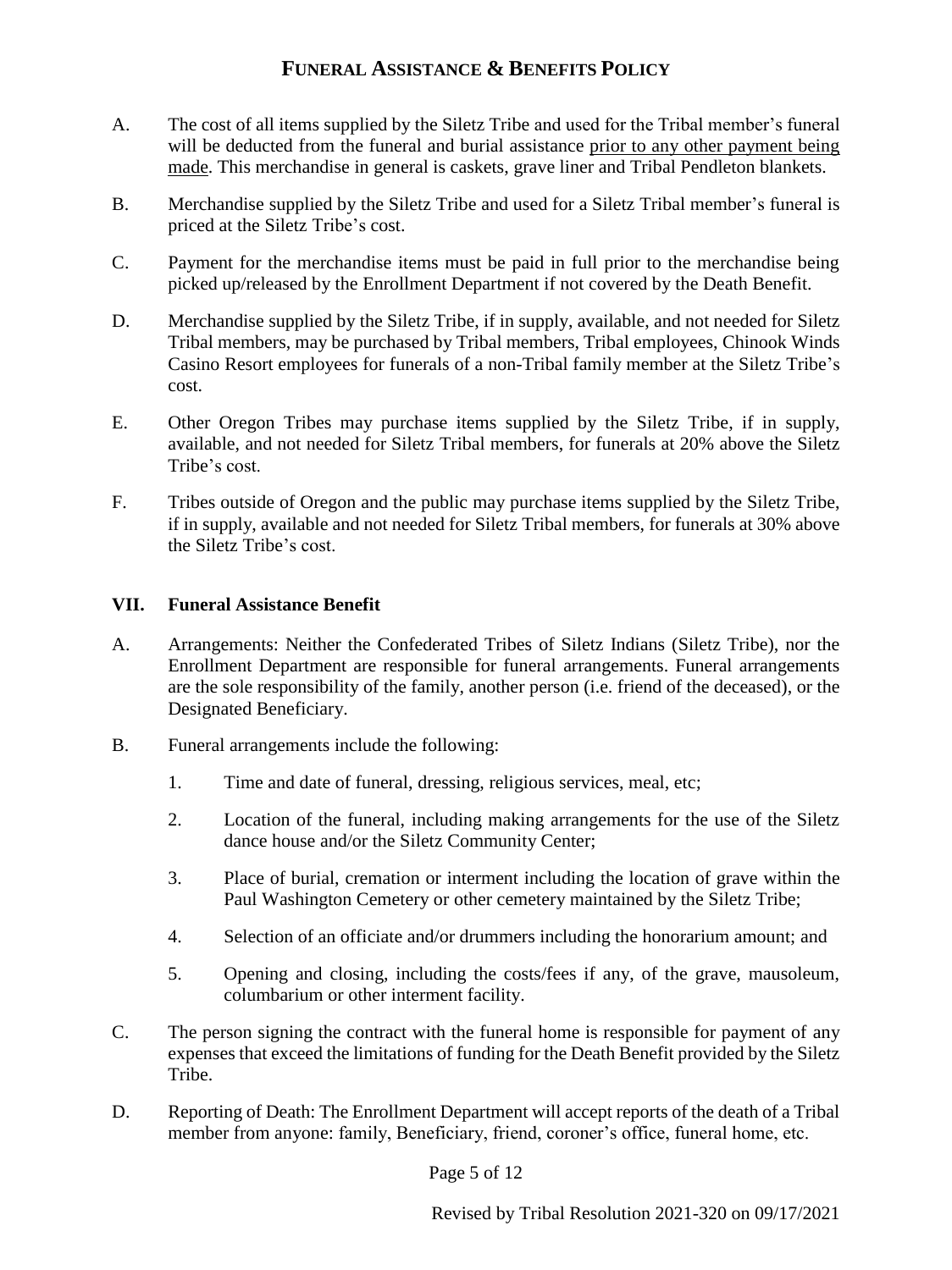A. The cost of all items supplied by the Siletz Tribe and used for the Tribal member's funeral will be deducted from the funeral and burial assistance prior to any other payment being made. This merchandise in general is caskets, grave liner and Tribal Pendleton blankets.

B. Merchandise supplied by the Siletz Tribe and used for a Siletz Tribal member's funeral is priced at the Siletz Tribe's cost.

C. Payment for the merchandise items must be paid in full prior to the merchandise being picked up/released by the Enrollment Department if not covered by the Death Benefit.

D. Merchandise supplied by the Siletz Tribe, if in supply, available, and not needed for Siletz Tribal members, may be purchased by Tribal members, Tribal employees, Chinook Winds Casino Resort employees for funerals of a non-Tribal family member at the Siletz Tribe's cost.

E. Other Oregon Tribes may purchase items supplied by the Siletz Tribe, if in supply, available, and not needed for Siletz Tribal members, for funerals at 20% above the Siletz Tribe's cost.

F. Tribes outside of Oregon and the public may purchase items supplied by the Siletz Tribe, if in supply, available and not needed for Siletz Tribal members, for funerals at 30% above the Siletz Tribe's cost.

## VII. Funeral Assistance Benefit

A. Arrangements: Neither the Confederated Tribes of Siletz Indians (Siletz Tribe), nor the Enrollment Department are responsible for funeral arrangements. Funeral arrangements are the sole responsibility of the family, another person (i.e. friend of the deceased), or the Designated Beneficiary.

B. Funeral arrangements include the following:

   1. Time and date of funeral, dressing, religious services, meal, etc;

   2. Location of the funeral, including making arrangements for the use of the Siletz dance house and/or the Siletz Community Center;

   3. Place of burial, cremation or interment including the location of grave within the Paul Washington Cemetery or other cemetery maintained by the Siletz Tribe;

   4. Selection of an officiate and/or drummers including the honorarium amount; and

   5. Opening and closing, including the costs/fees if any, of the grave, mausoleum, columbarium or other interment facility.

C. The person signing the contract with the funeral home is responsible for payment of any expenses that exceed the limitations of funding for the Death Benefit provided by the Siletz Tribe.

D. Reporting of Death: The Enrollment Department will accept reports of the death of a Tribal member from anyone: family, Beneficiary, friend, coroner's office, funeral home, etc.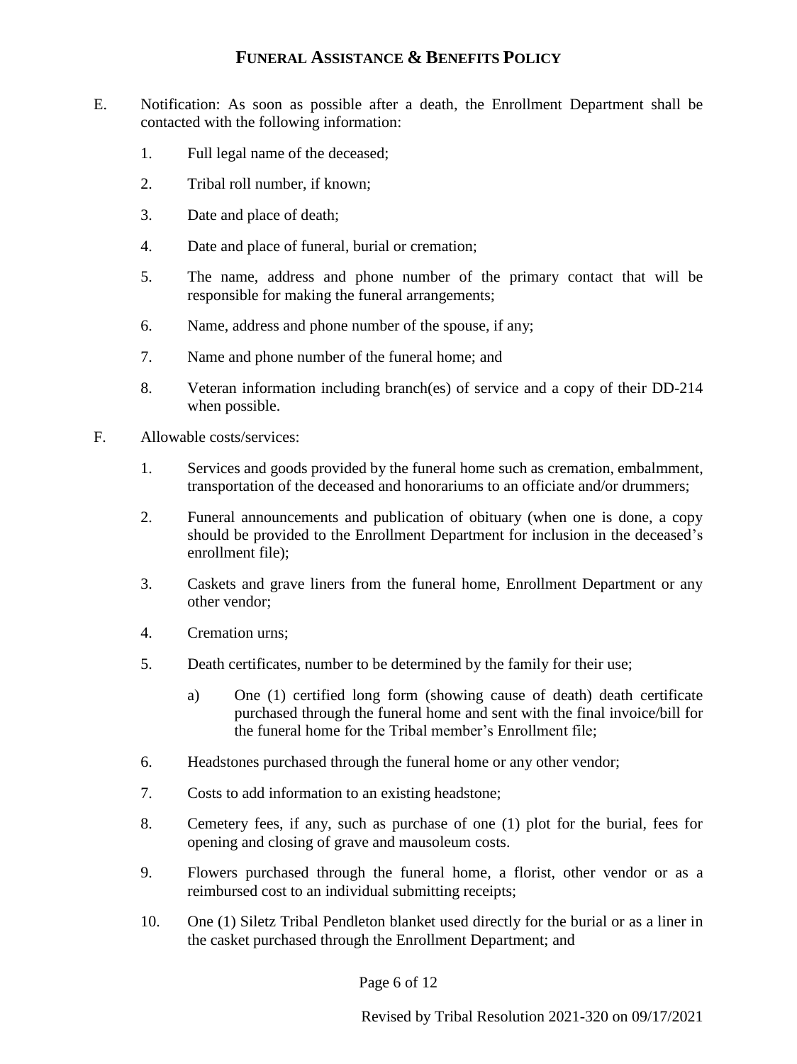E. Notification: As soon as possible after a death, the Enrollment Department shall be contacted with the following information:

   1. Full legal name of the deceased;

   2. Tribal roll number, if known;

   3. Date and place of death;

   4. Date and place of funeral, burial or cremation;

   5. The name, address and phone number of the primary contact that will be responsible for making the funeral arrangements;

   6. Name, address and phone number of the spouse, if any;

   7. Name and phone number of the funeral home; and

   8. Veteran information including branch(es) of service and a copy of their DD-214 when possible.

F. Allowable costs/services:

   1. Services and goods provided by the funeral home such as cremation, embalmment, transportation of the deceased and honorariums to an officiate and/or drummers;

   2. Funeral announcements and publication of obituary (when one is done, a copy should be provided to the Enrollment Department for inclusion in the deceased's enrollment file);

   3. Caskets and grave liners from the funeral home, Enrollment Department or any other vendor;

   4. Cremation urns;

   5. Death certificates, number to be determined by the family for their use;

      a) One (1) certified long form (showing cause of death) death certificate purchased through the funeral home and sent with the final invoice/bill for the funeral home for the Tribal member's Enrollment file;

   6. Headstones purchased through the funeral home or any other vendor;

   7. Costs to add information to an existing headstone;

   8. Cemetery fees, if any, such as purchase of one (1) plot for the burial, fees for opening and closing of grave and mausoleum costs.

   9. Flowers purchased through the funeral home, a florist, other vendor or as a reimbursed cost to an individual submitting receipts;

   10. One (1) Siletz Tribal Pendleton blanket used directly for the burial or as a liner in the casket purchased through the Enrollment Department; and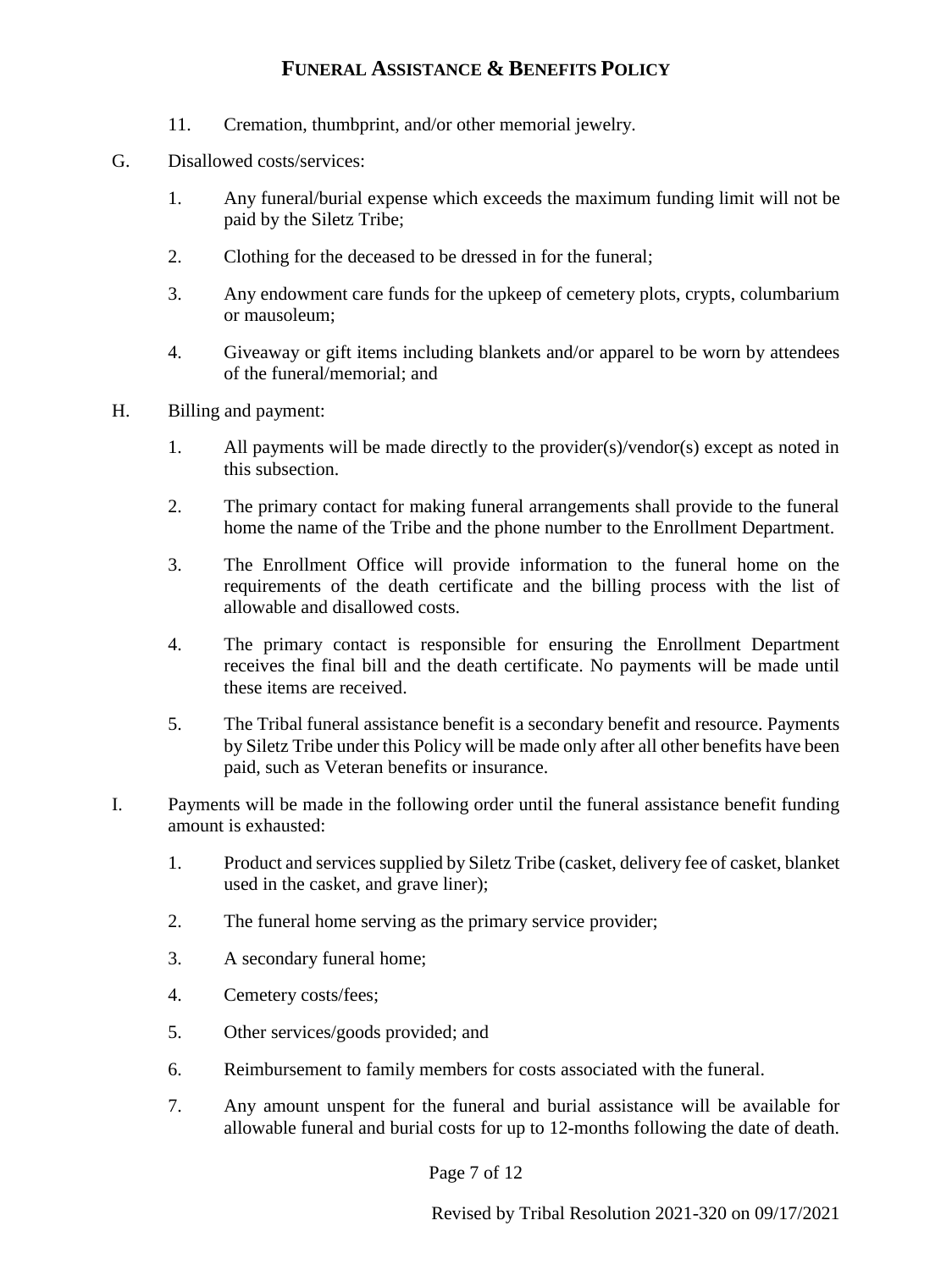11. Cremation, thumbprint, and/or other memorial jewelry.

G. Disallowed costs/services:

1. Any funeral/burial expense which exceeds the maximum funding limit will not be paid by the Siletz Tribe;

2. Clothing for the deceased to be dressed in for the funeral;

3. Any endowment care funds for the upkeep of cemetery plots, crypts, columbarium or mausoleum;

4. Giveaway or gift items including blankets and/or apparel to be worn by attendees of the funeral/memorial; and

H. Billing and payment:

1. All payments will be made directly to the provider(s)/vendor(s) except as noted in this subsection.

2. The primary contact for making funeral arrangements shall provide to the funeral home the name of the Tribe and the phone number to the Enrollment Department.

3. The Enrollment Office will provide information to the funeral home on the requirements of the death certificate and the billing process with the list of allowable and disallowed costs.

4. The primary contact is responsible for ensuring the Enrollment Department receives the final bill and the death certificate. No payments will be made until these items are received.

5. The Tribal funeral assistance benefit is a secondary benefit and resource. Payments by Siletz Tribe under this Policy will be made only after all other benefits have been paid, such as Veteran benefits or insurance.

I. Payments will be made in the following order until the funeral assistance benefit funding amount is exhausted:

1. Product and services supplied by Siletz Tribe (casket, delivery fee of casket, blanket used in the casket, and grave liner);

2. The funeral home serving as the primary service provider;

3. A secondary funeral home;

4. Cemetery costs/fees;

5. Other services/goods provided; and

6. Reimbursement to family members for costs associated with the funeral.

7. Any amount unspent for the funeral and burial assistance will be available for allowable funeral and burial costs for up to 12-months following the date of death.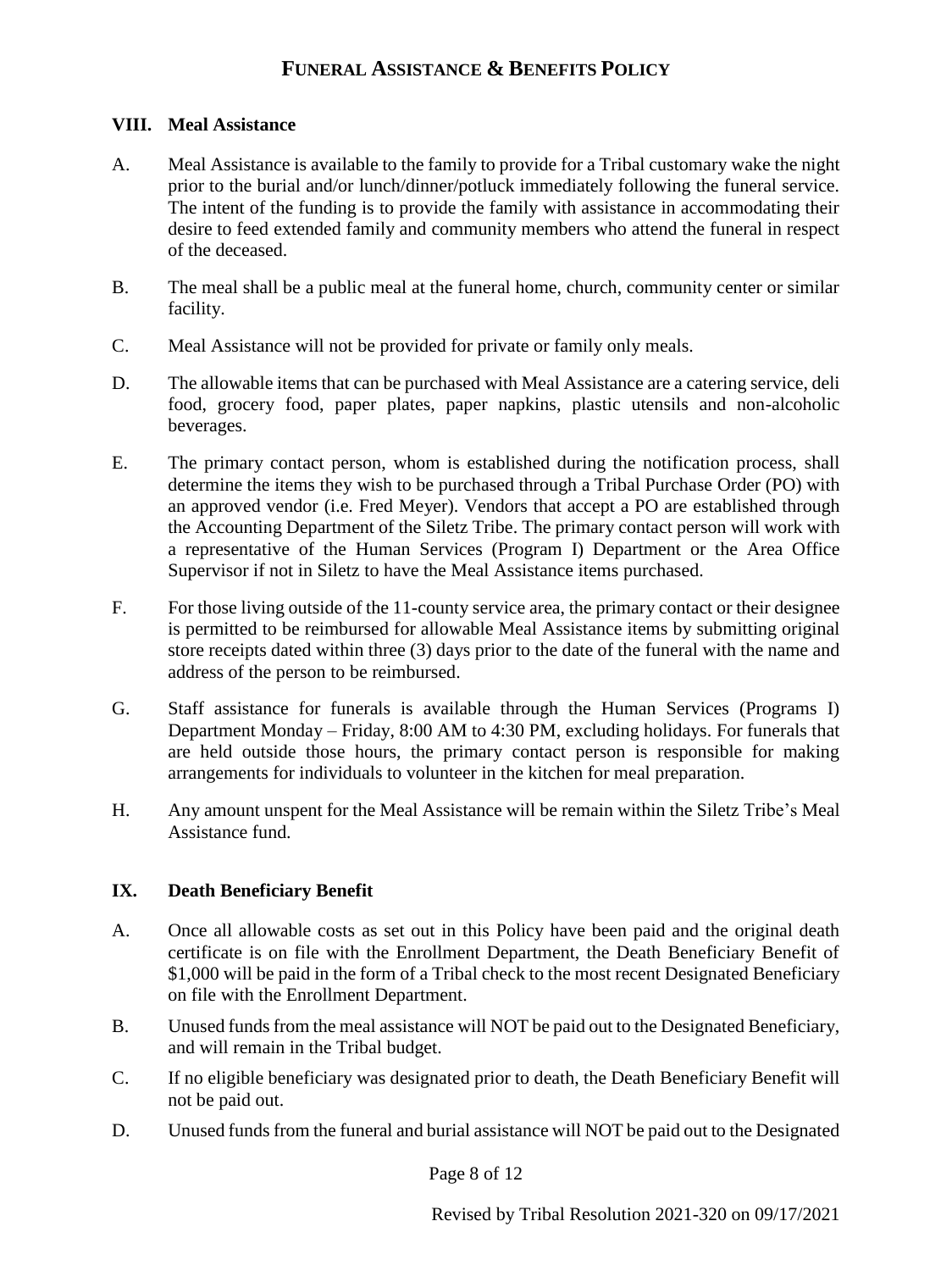## VIII. Meal Assistance

A. Meal Assistance is available to the family to provide for a Tribal customary wake the night prior to the burial and/or lunch/dinner/potluck immediately following the funeral service. The intent of the funding is to provide the family with assistance in accommodating their desire to feed extended family and community members who attend the funeral in respect of the deceased.

B. The meal shall be a public meal at the funeral home, church, community center or similar facility.

C. Meal Assistance will not be provided for private or family only meals.

D. The allowable items that can be purchased with Meal Assistance are a catering service, deli food, grocery food, paper plates, paper napkins, plastic utensils and non-alcoholic beverages.

E. The primary contact person, whom is established during the notification process, shall determine the items they wish to be purchased through a Tribal Purchase Order (PO) with an approved vendor (i.e. Fred Meyer). Vendors that accept a PO are established through the Accounting Department of the Siletz Tribe. The primary contact person will work with a representative of the Human Services (Program I) Department or the Area Office Supervisor if not in Siletz to have the Meal Assistance items purchased.

F. For those living outside of the 11-county service area, the primary contact or their designee is permitted to be reimbursed for allowable Meal Assistance items by submitting original store receipts dated within three (3) days prior to the date of the funeral with the name and address of the person to be reimbursed.

G. Staff assistance for funerals is available through the Human Services (Programs I) Department Monday – Friday, 8:00 AM to 4:30 PM, excluding holidays. For funerals that are held outside those hours, the primary contact person is responsible for making arrangements for individuals to volunteer in the kitchen for meal preparation.

H. Any amount unspent for the Meal Assistance will be remain within the Siletz Tribe's Meal Assistance fund.

## IX. Death Beneficiary Benefit

A. Once all allowable costs as set out in this Policy have been paid and the original death certificate is on file with the Enrollment Department, the Death Beneficiary Benefit of $1,000 will be paid in the form of a Tribal check to the most recent Designated Beneficiary on file with the Enrollment Department.

B. Unused funds from the meal assistance will NOT be paid out to the Designated Beneficiary, and will remain in the Tribal budget.

C. If no eligible beneficiary was designated prior to death, the Death Beneficiary Benefit will not be paid out.

D. Unused funds from the funeral and burial assistance will NOT be paid out to the Designated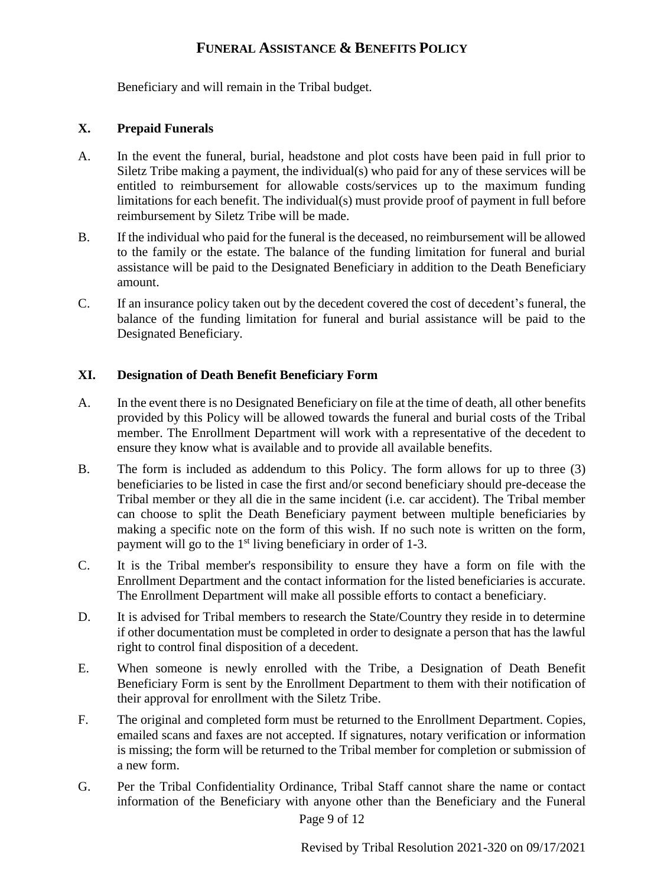Beneficiary and will remain in the Tribal budget.

## X. Prepaid Funerals

A. In the event the funeral, burial, headstone and plot costs have been paid in full prior to Siletz Tribe making a payment, the individual(s) who paid for any of these services will be entitled to reimbursement for allowable costs/services up to the maximum funding limitations for each benefit. The individual(s) must provide proof of payment in full before reimbursement by Siletz Tribe will be made.

B. If the individual who paid for the funeral is the deceased, no reimbursement will be allowed to the family or the estate. The balance of the funding limitation for funeral and burial assistance will be paid to the Designated Beneficiary in addition to the Death Beneficiary amount.

C. If an insurance policy taken out by the decedent covered the cost of decedent's funeral, the balance of the funding limitation for funeral and burial assistance will be paid to the Designated Beneficiary.

## XI. Designation of Death Benefit Beneficiary Form

A. In the event there is no Designated Beneficiary on file at the time of death, all other benefits provided by this Policy will be allowed towards the funeral and burial costs of the Tribal member. The Enrollment Department will work with a representative of the decedent to ensure they know what is available and to provide all available benefits.

B. The form is included as addendum to this Policy. The form allows for up to three (3) beneficiaries to be listed in case the first and/or second beneficiary should pre-decease the Tribal member or they all die in the same incident (i.e. car accident). The Tribal member can choose to split the Death Beneficiary payment between multiple beneficiaries by making a specific note on the form of this wish. If no such note is written on the form, payment will go to the 1st living beneficiary in order of 1-3.

C. It is the Tribal member's responsibility to ensure they have a form on file with the Enrollment Department and the contact information for the listed beneficiaries is accurate. The Enrollment Department will make all possible efforts to contact a beneficiary.

D. It is advised for Tribal members to research the State/Country they reside in to determine if other documentation must be completed in order to designate a person that has the lawful right to control final disposition of a decedent.

E. When someone is newly enrolled with the Tribe, a Designation of Death Benefit Beneficiary Form is sent by the Enrollment Department to them with their notification of their approval for enrollment with the Siletz Tribe.

F. The original and completed form must be returned to the Enrollment Department. Copies, emailed scans and faxes are not accepted. If signatures, notary verification or information is missing; the form will be returned to the Tribal member for completion or submission of a new form.

G. Per the Tribal Confidentiality Ordinance, Tribal Staff cannot share the name or contact information of the Beneficiary with anyone other than the Beneficiary and the Funeral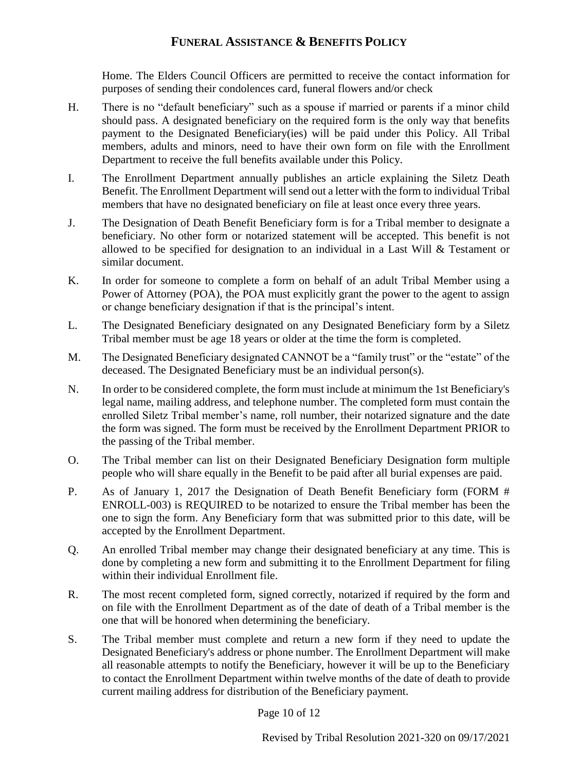Home. The Elders Council Officers are permitted to receive the contact information for purposes of sending their condolences card, funeral flowers and/or check

H. There is no "default beneficiary" such as a spouse if married or parents if a minor child should pass. A designated beneficiary on the required form is the only way that benefits payment to the Designated Beneficiary(ies) will be paid under this Policy. All Tribal members, adults and minors, need to have their own form on file with the Enrollment Department to receive the full benefits available under this Policy.

I. The Enrollment Department annually publishes an article explaining the Siletz Death Benefit. The Enrollment Department will send out a letter with the form to individual Tribal members that have no designated beneficiary on file at least once every three years.

J. The Designation of Death Benefit Beneficiary form is for a Tribal member to designate a beneficiary. No other form or notarized statement will be accepted. This benefit is not allowed to be specified for designation to an individual in a Last Will & Testament or similar document.

K. In order for someone to complete a form on behalf of an adult Tribal Member using a Power of Attorney (POA), the POA must explicitly grant the power to the agent to assign or change beneficiary designation if that is the principal's intent.

L. The Designated Beneficiary designated on any Designated Beneficiary form by a Siletz Tribal member must be age 18 years or older at the time the form is completed.

M. The Designated Beneficiary designated CANNOT be a "family trust" or the "estate" of the deceased. The Designated Beneficiary must be an individual person(s).

N. In order to be considered complete, the form must include at minimum the 1st Beneficiary's legal name, mailing address, and telephone number. The completed form must contain the enrolled Siletz Tribal member's name, roll number, their notarized signature and the date the form was signed. The form must be received by the Enrollment Department PRIOR to the passing of the Tribal member.

O. The Tribal member can list on their Designated Beneficiary Designation form multiple people who will share equally in the Benefit to be paid after all burial expenses are paid.

P. As of January 1, 2017 the Designation of Death Benefit Beneficiary form (FORM # ENROLL-003) is REQUIRED to be notarized to ensure the Tribal member has been the one to sign the form. Any Beneficiary form that was submitted prior to this date, will be accepted by the Enrollment Department.

Q. An enrolled Tribal member may change their designated beneficiary at any time. This is done by completing a new form and submitting it to the Enrollment Department for filing within their individual Enrollment file.

R. The most recent completed form, signed correctly, notarized if required by the form and on file with the Enrollment Department as of the date of death of a Tribal member is the one that will be honored when determining the beneficiary.

S. The Tribal member must complete and return a new form if they need to update the Designated Beneficiary's address or phone number. The Enrollment Department will make all reasonable attempts to notify the Beneficiary, however it will be up to the Beneficiary to contact the Enrollment Department within twelve months of the date of death to provide current mailing address for distribution of the Beneficiary payment.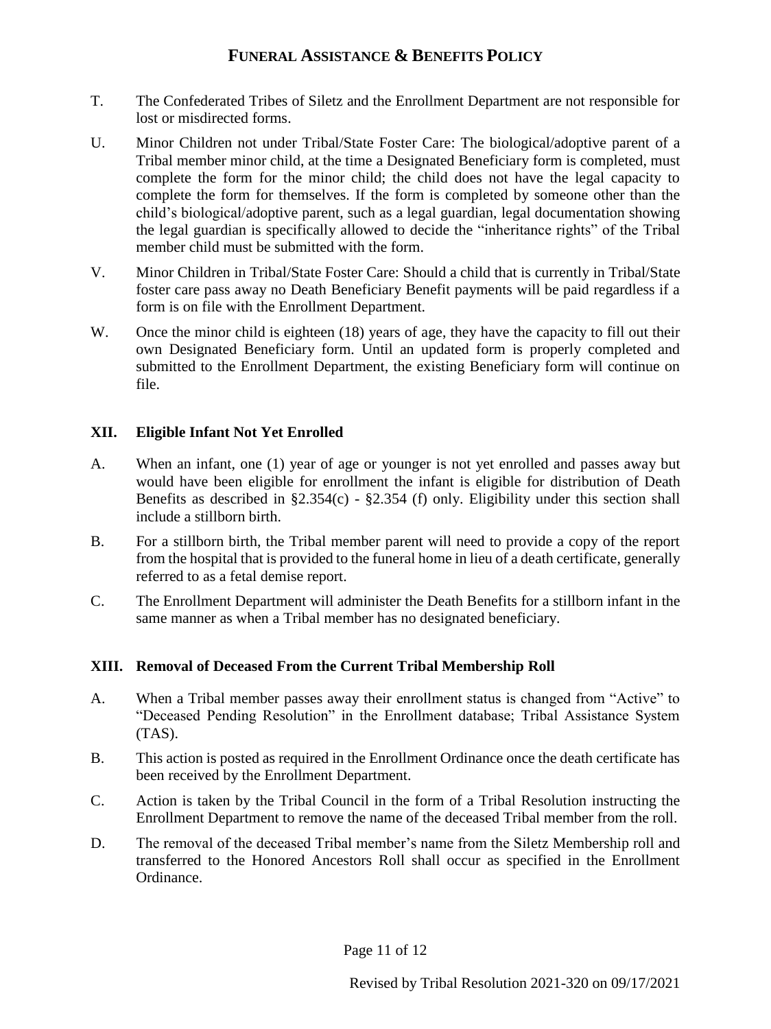T. The Confederated Tribes of Siletz and the Enrollment Department are not responsible for lost or misdirected forms.

U. Minor Children not under Tribal/State Foster Care: The biological/adoptive parent of a Tribal member minor child, at the time a Designated Beneficiary form is completed, must complete the form for the minor child; the child does not have the legal capacity to complete the form for themselves. If the form is completed by someone other than the child's biological/adoptive parent, such as a legal guardian, legal documentation showing the legal guardian is specifically allowed to decide the "inheritance rights" of the Tribal member child must be submitted with the form.

V. Minor Children in Tribal/State Foster Care: Should a child that is currently in Tribal/State foster care pass away no Death Beneficiary Benefit payments will be paid regardless if a form is on file with the Enrollment Department.

W. Once the minor child is eighteen (18) years of age, they have the capacity to fill out their own Designated Beneficiary form. Until an updated form is properly completed and submitted to the Enrollment Department, the existing Beneficiary form will continue on file.

## XII. Eligible Infant Not Yet Enrolled

A. When an infant, one (1) year of age or younger is not yet enrolled and passes away but would have been eligible for enrollment the infant is eligible for distribution of Death Benefits as described in §2.354(c) - §2.354 (f) only. Eligibility under this section shall include a stillborn birth.

B. For a stillborn birth, the Tribal member parent will need to provide a copy of the report from the hospital that is provided to the funeral home in lieu of a death certificate, generally referred to as a fetal demise report.

C. The Enrollment Department will administer the Death Benefits for a stillborn infant in the same manner as when a Tribal member has no designated beneficiary.

## XIII. Removal of Deceased From the Current Tribal Membership Roll

A. When a Tribal member passes away their enrollment status is changed from "Active" to "Deceased Pending Resolution" in the Enrollment database; Tribal Assistance System (TAS).

B. This action is posted as required in the Enrollment Ordinance once the death certificate has been received by the Enrollment Department.

C. Action is taken by the Tribal Council in the form of a Tribal Resolution instructing the Enrollment Department to remove the name of the deceased Tribal member from the roll.

D. The removal of the deceased Tribal member's name from the Siletz Membership roll and transferred to the Honored Ancestors Roll shall occur as specified in the Enrollment Ordinance.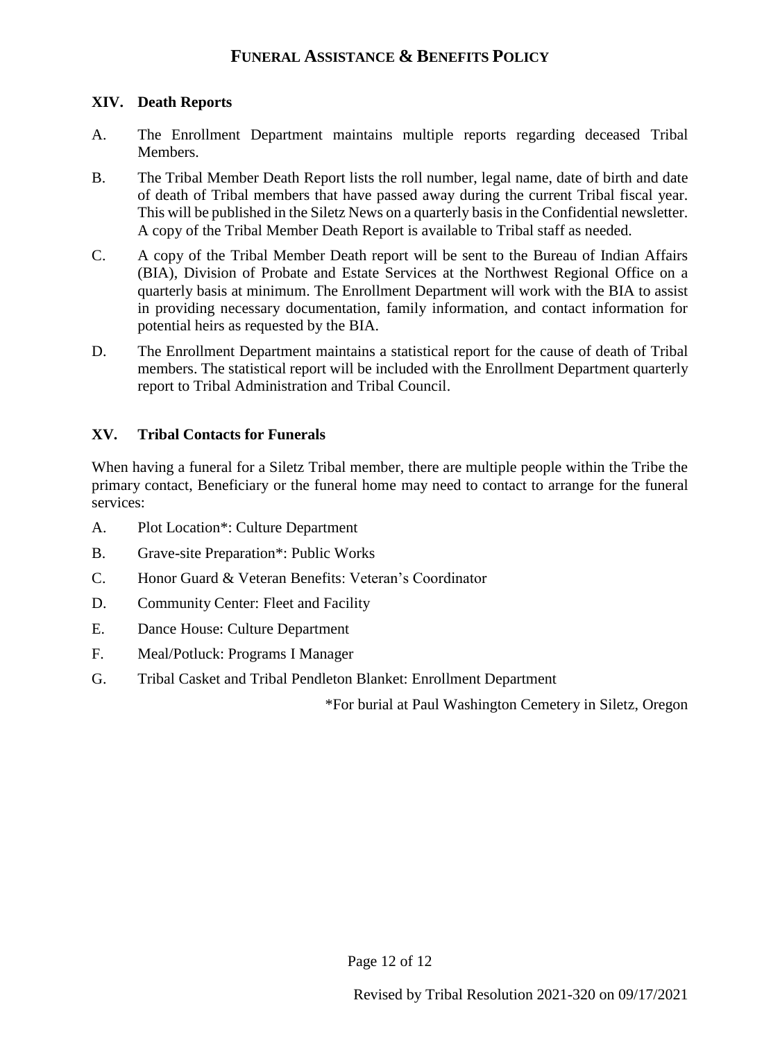## XIV. Death Reports

A. The Enrollment Department maintains multiple reports regarding deceased Tribal Members.

B. The Tribal Member Death Report lists the roll number, legal name, date of birth and date of death of Tribal members that have passed away during the current Tribal fiscal year. This will be published in the Siletz News on a quarterly basis in the Confidential newsletter. A copy of the Tribal Member Death Report is available to Tribal staff as needed.

C. A copy of the Tribal Member Death report will be sent to the Bureau of Indian Affairs (BIA), Division of Probate and Estate Services at the Northwest Regional Office on a quarterly basis at minimum. The Enrollment Department will work with the BIA to assist in providing necessary documentation, family information, and contact information for potential heirs as requested by the BIA.

D. The Enrollment Department maintains a statistical report for the cause of death of Tribal members. The statistical report will be included with the Enrollment Department quarterly report to Tribal Administration and Tribal Council.

## XV. Tribal Contacts for Funerals

When having a funeral for a Siletz Tribal member, there are multiple people within the Tribe the primary contact, Beneficiary or the funeral home may need to contact to arrange for the funeral services:

A. Plot Location*: Culture Department

B. Grave-site Preparation*: Public Works

C. Honor Guard & Veteran Benefits: Veteran's Coordinator

D. Community Center: Fleet and Facility

E. Dance House: Culture Department

F. Meal/Potluck: Programs I Manager

G. Tribal Casket and Tribal Pendleton Blanket: Enrollment Department

*For burial at Paul Washington Cemetery in Siletz, Oregon

Revised by Tribal Resolution 2021-320 on 09/17/2021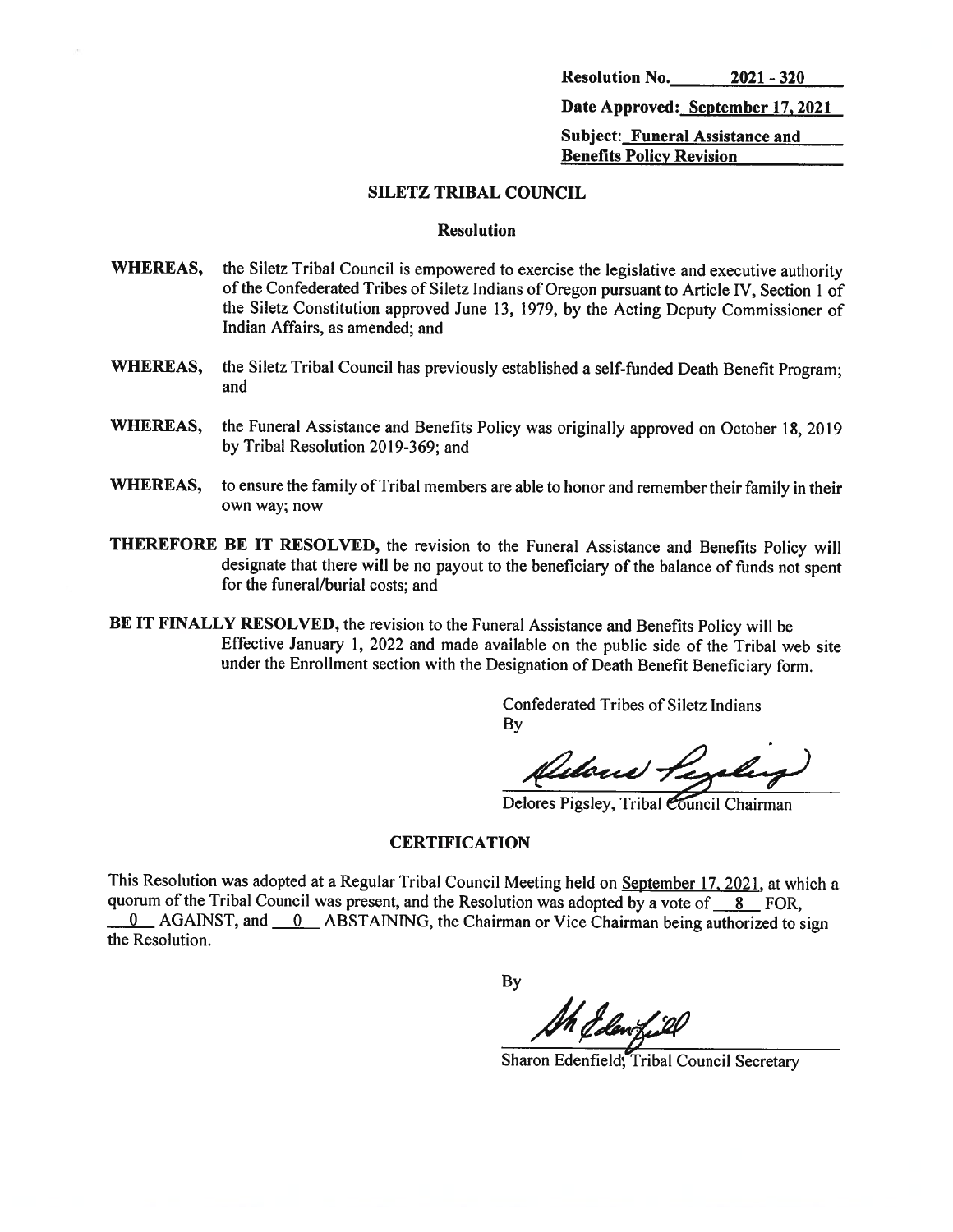**Resolution No.** 2021 - 320

**Date Approved:** September 17, 2021

**Subject:** Funeral Assistance and Benefits Policy Revision

## SILETZ TRIBAL COUNCIL

### Resolution

**WHEREAS,** the Siletz Tribal Council is empowered to exercise the legislative and executive authority of the Confederated Tribes of Siletz Indians of Oregon pursuant to Article IV, Section 1 of the Siletz Constitution approved June 13, 1979, by the Acting Deputy Commissioner of Indian Affairs, as amended; and

**WHEREAS,** the Siletz Tribal Council has previously established a self-funded Death Benefit Program; and

**WHEREAS,** the Funeral Assistance and Benefits Policy was originally approved on October 18, 2019 by Tribal Resolution 2019-369; and

**WHEREAS,** to ensure the family of Tribal members are able to honor and remember their family in their own way; now

**THEREFORE BE IT RESOLVED,** the revision to the Funeral Assistance and Benefits Policy will designate that there will be no payout to the beneficiary of the balance of funds not spent for the funeral/burial costs; and

**BE IT FINALLY RESOLVED,** the revision to the Funeral Assistance and Benefits Policy will be Effective January 1, 2022 and made available on the public side of the Tribal web site under the Enrollment section with the Designation of Death Benefit Beneficiary form.

Confederated Tribes of Siletz Indians
By

Delores Pigsley, Tribal Council Chairman

### CERTIFICATION

This Resolution was adopted at a Regular Tribal Council Meeting held on September 17, 2021, at which a quorum of the Tribal Council was present, and the Resolution was adopted by a vote of 8 FOR, 0 AGAINST, and 0 ABSTAINING, the Chairman or Vice Chairman being authorized to sign the Resolution.

By

Sharon Edenfield, Tribal Council Secretary